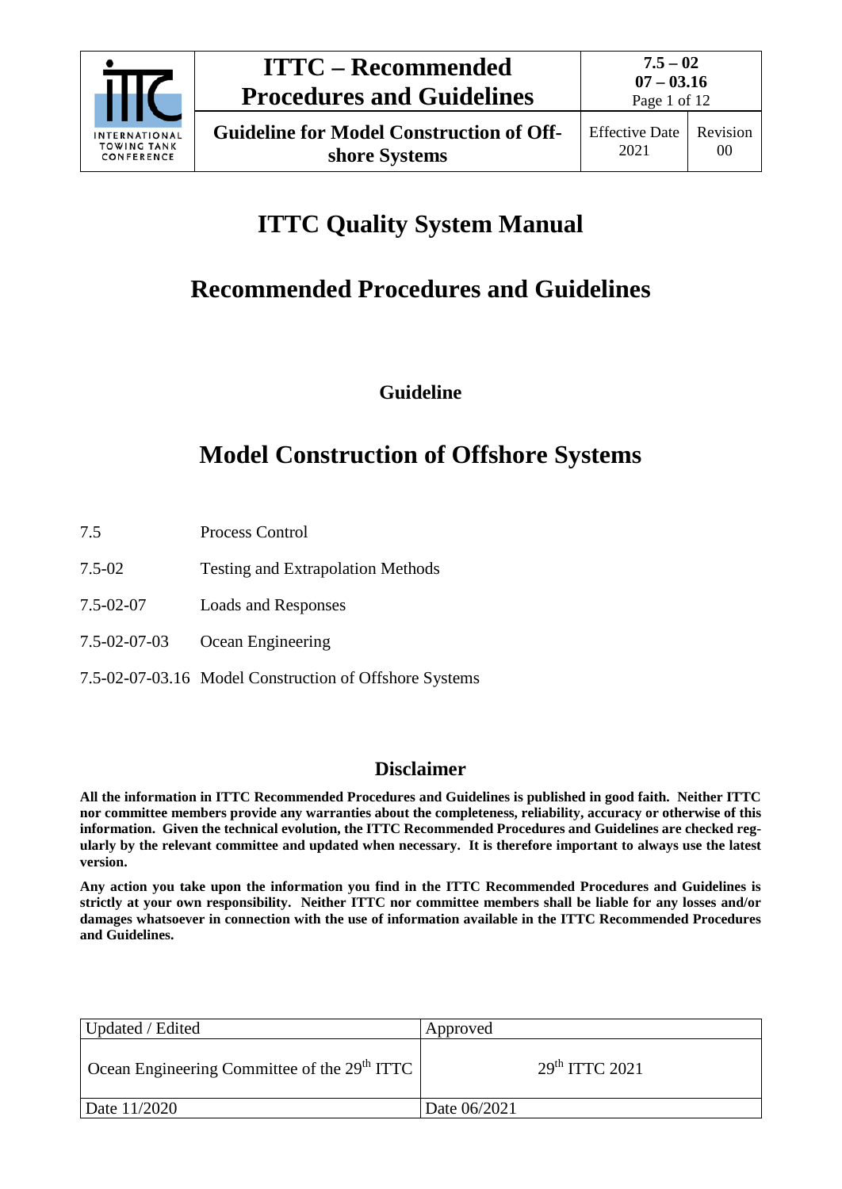# ITTC Quality System Manual

## Recommended Procedures and Guidelines

### Guideline

## Model Construction of Offshore Systems

| | |
|---|---|
| 7.5 | Process Control |
| 7.5-02 | Testing and Extrapolation Methods |
| 7.5-02-07 | Loads and Responses |
| 7.5-02-07-03 | Ocean Engineering |
| 7.5-02-07-03.16 | Model Construction of Offshore Systems |

### Disclaimer

**All the information in ITTC Recommended Procedures and Guidelines is published in good faith. Neither ITTC nor committee members provide any warranties about the completeness, reliability, accuracy or otherwise of this information. Given the technical evolution, the ITTC Recommended Procedures and Guidelines are checked regularly by the relevant committee and updated when necessary. It is therefore important to always use the latest version.**

**Any action you take upon the information you find in the ITTC Recommended Procedures and Guidelines is strictly at your own responsibility. Neither ITTC nor committee members shall be liable for any losses and/or damages whatsoever in connection with the use of information available in the ITTC Recommended Procedures and Guidelines.**

| Updated / Edited | Approved |
|---|---|
| Ocean Engineering Committee of the 29th ITTC | 29th ITTC 2021 |
| Date 11/2020 | Date 06/2021 |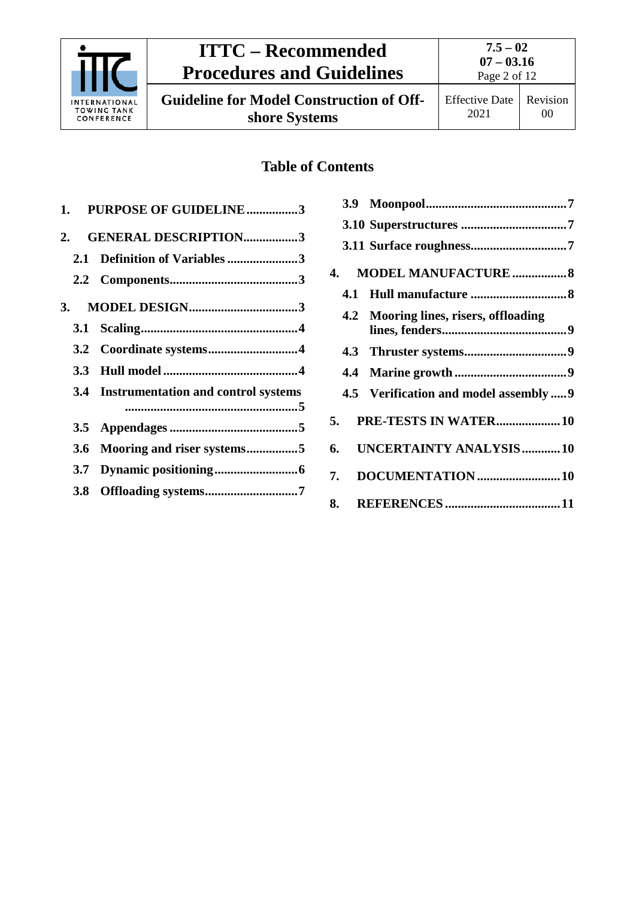## Table of Contents

1. PURPOSE OF GUIDELINE ................3
2. GENERAL DESCRIPTION.................3
   - 2.1 Definition of Variables ......................3
   - 2.2 Components........................................3
3. MODEL DESIGN..................................3
   - 3.1 Scaling.................................................4
   - 3.2 Coordinate systems............................4
   - 3.3 Hull model ..........................................4
   - 3.4 Instrumentation and control systems ......................................................5
   - 3.5 Appendages ........................................5
   - 3.6 Mooring and riser systems................5
   - 3.7 Dynamic positioning..........................6
   - 3.8 Offloading systems.............................7
   - 3.9 Moonpool............................................7
   - 3.10 Superstructures .................................7
   - 3.11 Surface roughness.............................7
4. MODEL MANUFACTURE .................8
   - 4.1 Hull manufacture ..............................8
   - 4.2 Mooring lines, risers, offloading lines, fenders.......................................9
   - 4.3 Thruster systems................................9
   - 4.4 Marine growth ...................................9
   - 4.5 Verification and model assembly .....9
5. PRE-TESTS IN WATER....................10
6. UNCERTAINTY ANALYSIS............10
7. DOCUMENTATION ..........................10
8. REFERENCES ....................................11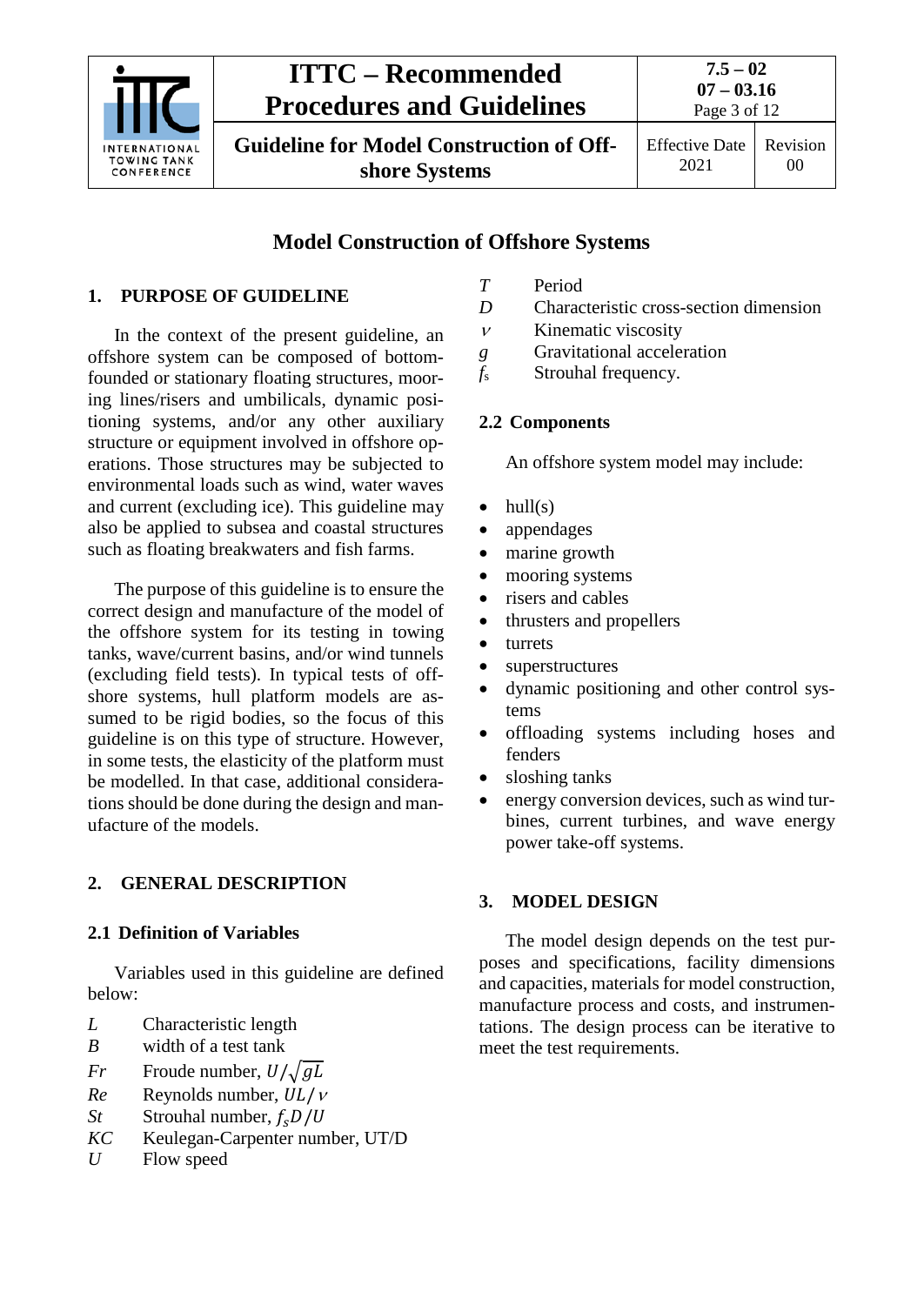# Model Construction of Offshore Systems

## 1. PURPOSE OF GUIDELINE

In the context of the present guideline, an offshore system can be composed of bottom-founded or stationary floating structures, mooring lines/risers and umbilicals, dynamic positioning systems, and/or any other auxiliary structure or equipment involved in offshore operations. Those structures may be subjected to environmental loads such as wind, water waves and current (excluding ice). This guideline may also be applied to subsea and coastal structures such as floating breakwaters and fish farms.

The purpose of this guideline is to ensure the correct design and manufacture of the model of the offshore system for its testing in towing tanks, wave/current basins, and/or wind tunnels (excluding field tests). In typical tests of offshore systems, hull platform models are assumed to be rigid bodies, so the focus of this guideline is on this type of structure. However, in some tests, the elasticity of the platform must be modelled. In that case, additional considerations should be done during the design and manufacture of the models.

## 2. GENERAL DESCRIPTION

### 2.1 Definition of Variables

Variables used in this guideline are defined below:

- $L$ Characteristic length
- $B$ width of a test tank
- $Fr$ Froude number, $U/\sqrt{gL}$
- $Re$ Reynolds number, $UL/\nu$
- $St$ Strouhal number, $f_s D/U$
- $KC$ Keulegan-Carpenter number, UT/D
- $U$ Flow speed
- $T$ Period
- $D$ Characteristic cross-section dimension
- $\nu$ Kinematic viscosity
- $g$ Gravitational acceleration
- $f_s$ Strouhal frequency.

### 2.2 Components

An offshore system model may include:

- hull(s)
- appendages
- marine growth
- mooring systems
- risers and cables
- thrusters and propellers
- turrets
- superstructures
- dynamic positioning and other control systems
- offloading systems including hoses and fenders
- sloshing tanks
- energy conversion devices, such as wind turbines, current turbines, and wave energy power take-off systems.

## 3. MODEL DESIGN

The model design depends on the test purposes and specifications, facility dimensions and capacities, materials for model construction, manufacture process and costs, and instrumentations. The design process can be iterative to meet the test requirements.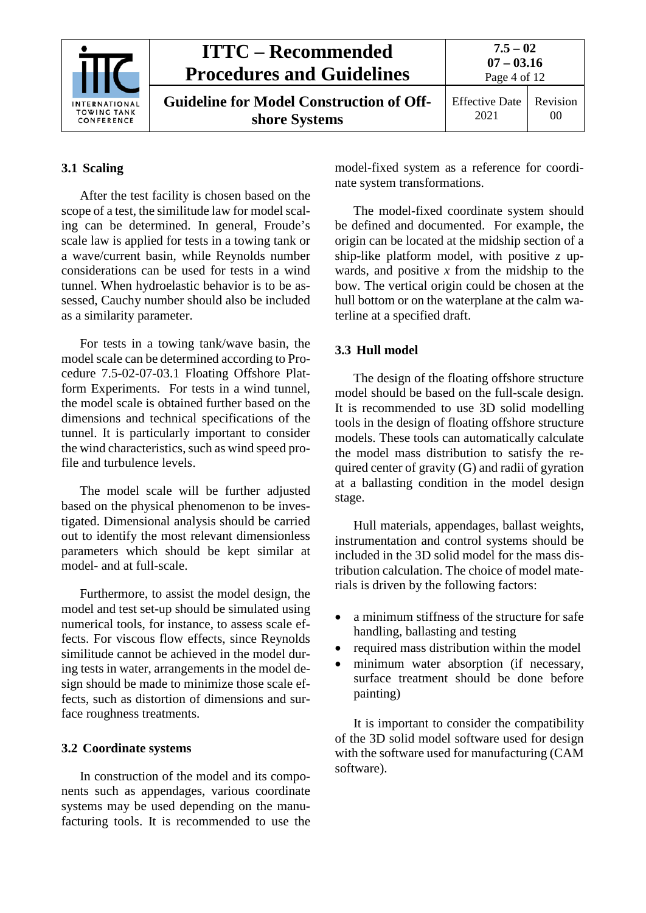## 3.1 Scaling

After the test facility is chosen based on the scope of a test, the similitude law for model scaling can be determined. In general, Froude's scale law is applied for tests in a towing tank or a wave/current basin, while Reynolds number considerations can be used for tests in a wind tunnel. When hydroelastic behavior is to be assessed, Cauchy number should also be included as a similarity parameter.

For tests in a towing tank/wave basin, the model scale can be determined according to Procedure 7.5-02-07-03.1 Floating Offshore Platform Experiments. For tests in a wind tunnel, the model scale is obtained further based on the dimensions and technical specifications of the tunnel. It is particularly important to consider the wind characteristics, such as wind speed profile and turbulence levels.

The model scale will be further adjusted based on the physical phenomenon to be investigated. Dimensional analysis should be carried out to identify the most relevant dimensionless parameters which should be kept similar at model- and at full-scale.

Furthermore, to assist the model design, the model and test set-up should be simulated using numerical tools, for instance, to assess scale effects. For viscous flow effects, since Reynolds similitude cannot be achieved in the model during tests in water, arrangements in the model design should be made to minimize those scale effects, such as distortion of dimensions and surface roughness treatments.

## 3.2 Coordinate systems

In construction of the model and its components such as appendages, various coordinate systems may be used depending on the manufacturing tools. It is recommended to use the model-fixed system as a reference for coordinate system transformations.

The model-fixed coordinate system should be defined and documented. For example, the origin can be located at the midship section of a ship-like platform model, with positive $z$ upwards, and positive $x$ from the midship to the bow. The vertical origin could be chosen at the hull bottom or on the waterplane at the calm waterline at a specified draft.

## 3.3 Hull model

The design of the floating offshore structure model should be based on the full-scale design. It is recommended to use 3D solid modelling tools in the design of floating offshore structure models. These tools can automatically calculate the model mass distribution to satisfy the required center of gravity (G) and radii of gyration at a ballasting condition in the model design stage.

Hull materials, appendages, ballast weights, instrumentation and control systems should be included in the 3D solid model for the mass distribution calculation. The choice of model materials is driven by the following factors:

- a minimum stiffness of the structure for safe handling, ballasting and testing
- required mass distribution within the model
- minimum water absorption (if necessary, surface treatment should be done before painting)

It is important to consider the compatibility of the 3D solid model software used for design with the software used for manufacturing (CAM software).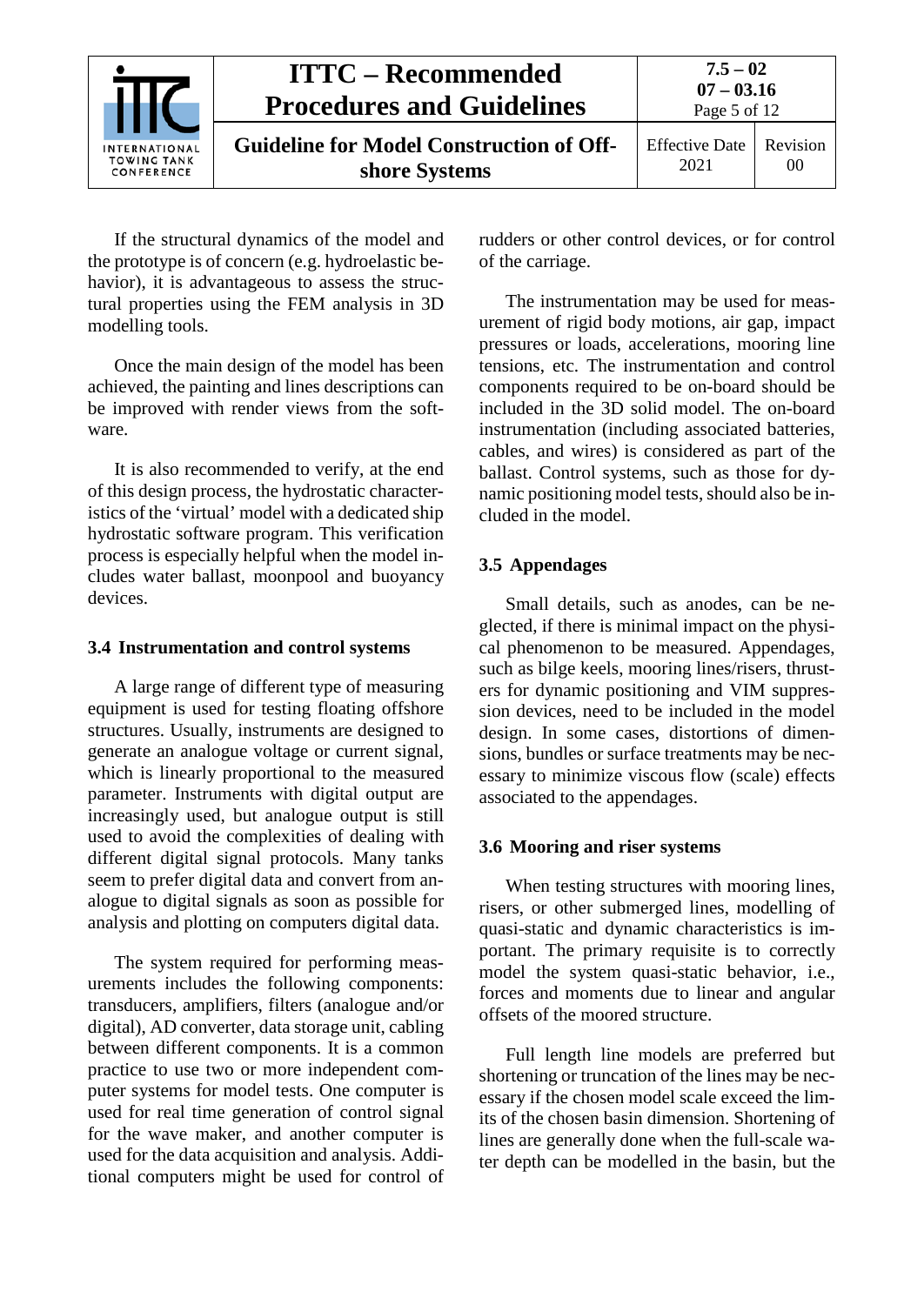If the structural dynamics of the model and the prototype is of concern (e.g. hydroelastic behavior), it is advantageous to assess the structural properties using the FEM analysis in 3D modelling tools.

Once the main design of the model has been achieved, the painting and lines descriptions can be improved with render views from the software.

It is also recommended to verify, at the end of this design process, the hydrostatic characteristics of the 'virtual' model with a dedicated ship hydrostatic software program. This verification process is especially helpful when the model includes water ballast, moonpool and buoyancy devices.

### 3.4 Instrumentation and control systems

A large range of different type of measuring equipment is used for testing floating offshore structures. Usually, instruments are designed to generate an analogue voltage or current signal, which is linearly proportional to the measured parameter. Instruments with digital output are increasingly used, but analogue output is still used to avoid the complexities of dealing with different digital signal protocols. Many tanks seem to prefer digital data and convert from analogue to digital signals as soon as possible for analysis and plotting on computers digital data.

The system required for performing measurements includes the following components: transducers, amplifiers, filters (analogue and/or digital), AD converter, data storage unit, cabling between different components. It is a common practice to use two or more independent computer systems for model tests. One computer is used for real time generation of control signal for the wave maker, and another computer is used for the data acquisition and analysis. Additional computers might be used for control of rudders or other control devices, or for control of the carriage.

The instrumentation may be used for measurement of rigid body motions, air gap, impact pressures or loads, accelerations, mooring line tensions, etc. The instrumentation and control components required to be on-board should be included in the 3D solid model. The on-board instrumentation (including associated batteries, cables, and wires) is considered as part of the ballast. Control systems, such as those for dynamic positioning model tests, should also be included in the model.

### 3.5 Appendages

Small details, such as anodes, can be neglected, if there is minimal impact on the physical phenomenon to be measured. Appendages, such as bilge keels, mooring lines/risers, thrusters for dynamic positioning and VIM suppression devices, need to be included in the model design. In some cases, distortions of dimensions, bundles or surface treatments may be necessary to minimize viscous flow (scale) effects associated to the appendages.

### 3.6 Mooring and riser systems

When testing structures with mooring lines, risers, or other submerged lines, modelling of quasi-static and dynamic characteristics is important. The primary requisite is to correctly model the system quasi-static behavior, i.e., forces and moments due to linear and angular offsets of the moored structure.

Full length line models are preferred but shortening or truncation of the lines may be necessary if the chosen model scale exceed the limits of the chosen basin dimension. Shortening of lines are generally done when the full-scale water depth can be modelled in the basin, but the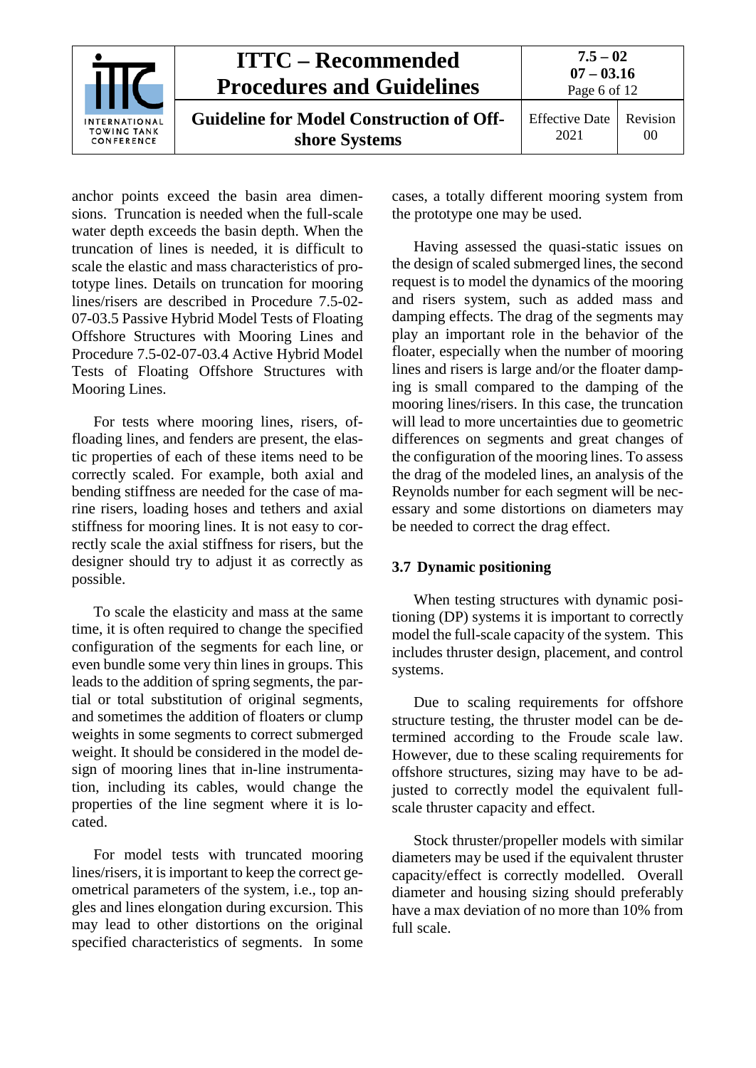anchor points exceed the basin area dimensions. Truncation is needed when the full-scale water depth exceeds the basin depth. When the truncation of lines is needed, it is difficult to scale the elastic and mass characteristics of prototype lines. Details on truncation for mooring lines/risers are described in Procedure 7.5-02-07-03.5 Passive Hybrid Model Tests of Floating Offshore Structures with Mooring Lines and Procedure 7.5-02-07-03.4 Active Hybrid Model Tests of Floating Offshore Structures with Mooring Lines.

For tests where mooring lines, risers, offloading lines, and fenders are present, the elastic properties of each of these items need to be correctly scaled. For example, both axial and bending stiffness are needed for the case of marine risers, loading hoses and tethers and axial stiffness for mooring lines. It is not easy to correctly scale the axial stiffness for risers, but the designer should try to adjust it as correctly as possible.

To scale the elasticity and mass at the same time, it is often required to change the specified configuration of the segments for each line, or even bundle some very thin lines in groups. This leads to the addition of spring segments, the partial or total substitution of original segments, and sometimes the addition of floaters or clump weights in some segments to correct submerged weight. It should be considered in the model design of mooring lines that in-line instrumentation, including its cables, would change the properties of the line segment where it is located.

For model tests with truncated mooring lines/risers, it is important to keep the correct geometrical parameters of the system, i.e., top angles and lines elongation during excursion. This may lead to other distortions on the original specified characteristics of segments. In some cases, a totally different mooring system from the prototype one may be used.

Having assessed the quasi-static issues on the design of scaled submerged lines, the second request is to model the dynamics of the mooring and risers system, such as added mass and damping effects. The drag of the segments may play an important role in the behavior of the floater, especially when the number of mooring lines and risers is large and/or the floater damping is small compared to the damping of the mooring lines/risers. In this case, the truncation will lead to more uncertainties due to geometric differences on segments and great changes of the configuration of the mooring lines. To assess the drag of the modeled lines, an analysis of the Reynolds number for each segment will be necessary and some distortions on diameters may be needed to correct the drag effect.

### 3.7 Dynamic positioning

When testing structures with dynamic positioning (DP) systems it is important to correctly model the full-scale capacity of the system. This includes thruster design, placement, and control systems.

Due to scaling requirements for offshore structure testing, the thruster model can be determined according to the Froude scale law. However, due to these scaling requirements for offshore structures, sizing may have to be adjusted to correctly model the equivalent full-scale thruster capacity and effect.

Stock thruster/propeller models with similar diameters may be used if the equivalent thruster capacity/effect is correctly modelled. Overall diameter and housing sizing should preferably have a max deviation of no more than 10% from full scale.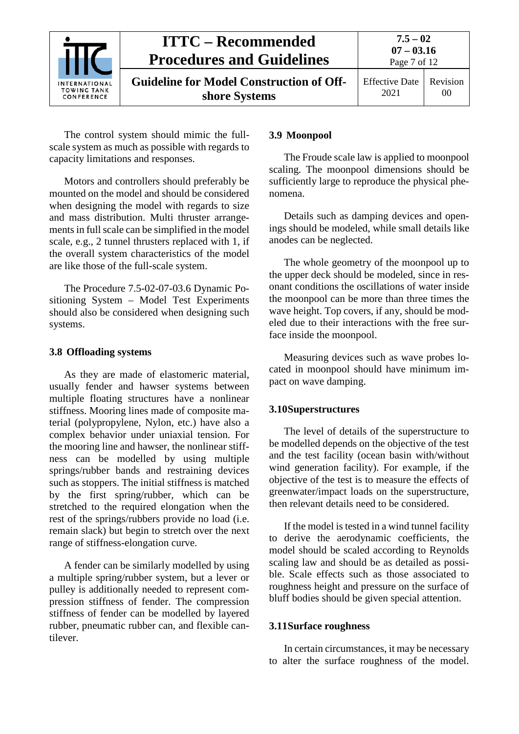The control system should mimic the full-scale system as much as possible with regards to capacity limitations and responses.

Motors and controllers should preferably be mounted on the model and should be considered when designing the model with regards to size and mass distribution. Multi thruster arrangements in full scale can be simplified in the model scale, e.g., 2 tunnel thrusters replaced with 1, if the overall system characteristics of the model are like those of the full-scale system.

The Procedure 7.5-02-07-03.6 Dynamic Positioning System – Model Test Experiments should also be considered when designing such systems.

### 3.8 Offloading systems

As they are made of elastomeric material, usually fender and hawser systems between multiple floating structures have a nonlinear stiffness. Mooring lines made of composite material (polypropylene, Nylon, etc.) have also a complex behavior under uniaxial tension. For the mooring line and hawser, the nonlinear stiffness can be modelled by using multiple springs/rubber bands and restraining devices such as stoppers. The initial stiffness is matched by the first spring/rubber, which can be stretched to the required elongation when the rest of the springs/rubbers provide no load (i.e. remain slack) but begin to stretch over the next range of stiffness-elongation curve.

A fender can be similarly modelled by using a multiple spring/rubber system, but a lever or pulley is additionally needed to represent compression stiffness of fender. The compression stiffness of fender can be modelled by layered rubber, pneumatic rubber can, and flexible cantilever.

### 3.9 Moonpool

The Froude scale law is applied to moonpool scaling. The moonpool dimensions should be sufficiently large to reproduce the physical phenomena.

Details such as damping devices and openings should be modeled, while small details like anodes can be neglected.

The whole geometry of the moonpool up to the upper deck should be modeled, since in resonant conditions the oscillations of water inside the moonpool can be more than three times the wave height. Top covers, if any, should be modeled due to their interactions with the free surface inside the moonpool.

Measuring devices such as wave probes located in moonpool should have minimum impact on wave damping.

### 3.10 Superstructures

The level of details of the superstructure to be modelled depends on the objective of the test and the test facility (ocean basin with/without wind generation facility). For example, if the objective of the test is to measure the effects of greenwater/impact loads on the superstructure, then relevant details need to be considered.

If the model is tested in a wind tunnel facility to derive the aerodynamic coefficients, the model should be scaled according to Reynolds scaling law and should be as detailed as possible. Scale effects such as those associated to roughness height and pressure on the surface of bluff bodies should be given special attention.

### 3.11 Surface roughness

In certain circumstances, it may be necessary to alter the surface roughness of the model.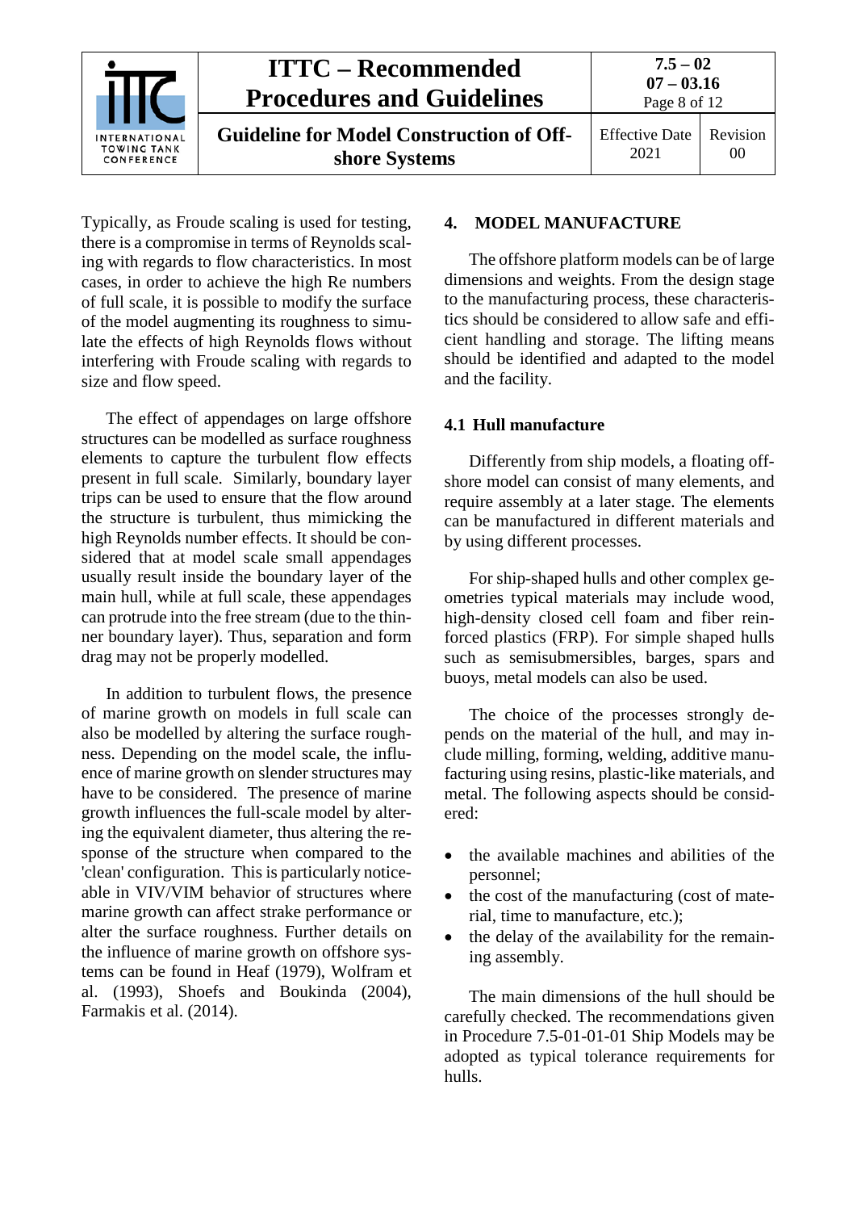Typically, as Froude scaling is used for testing, there is a compromise in terms of Reynolds scaling with regards to flow characteristics. In most cases, in order to achieve the high Re numbers of full scale, it is possible to modify the surface of the model augmenting its roughness to simulate the effects of high Reynolds flows without interfering with Froude scaling with regards to size and flow speed.

The effect of appendages on large offshore structures can be modelled as surface roughness elements to capture the turbulent flow effects present in full scale. Similarly, boundary layer trips can be used to ensure that the flow around the structure is turbulent, thus mimicking the high Reynolds number effects. It should be considered that at model scale small appendages usually result inside the boundary layer of the main hull, while at full scale, these appendages can protrude into the free stream (due to the thinner boundary layer). Thus, separation and form drag may not be properly modelled.

In addition to turbulent flows, the presence of marine growth on models in full scale can also be modelled by altering the surface roughness. Depending on the model scale, the influence of marine growth on slender structures may have to be considered. The presence of marine growth influences the full-scale model by altering the equivalent diameter, thus altering the response of the structure when compared to the 'clean' configuration. This is particularly noticeable in VIV/VIM behavior of structures where marine growth can affect strake performance or alter the surface roughness. Further details on the influence of marine growth on offshore systems can be found in Heaf (1979), Wolfram et al. (1993), Shoefs and Boukinda (2004), Farmakis et al. (2014).

## 4. MODEL MANUFACTURE

The offshore platform models can be of large dimensions and weights. From the design stage to the manufacturing process, these characteristics should be considered to allow safe and efficient handling and storage. The lifting means should be identified and adapted to the model and the facility.

### 4.1 Hull manufacture

Differently from ship models, a floating offshore model can consist of many elements, and require assembly at a later stage. The elements can be manufactured in different materials and by using different processes.

For ship-shaped hulls and other complex geometries typical materials may include wood, high-density closed cell foam and fiber reinforced plastics (FRP). For simple shaped hulls such as semisubmersibles, barges, spars and buoys, metal models can also be used.

The choice of the processes strongly depends on the material of the hull, and may include milling, forming, welding, additive manufacturing using resins, plastic-like materials, and metal. The following aspects should be considered:

- the available machines and abilities of the personnel;
- the cost of the manufacturing (cost of material, time to manufacture, etc.);
- the delay of the availability for the remaining assembly.

The main dimensions of the hull should be carefully checked. The recommendations given in Procedure 7.5-01-01-01 Ship Models may be adopted as typical tolerance requirements for hulls.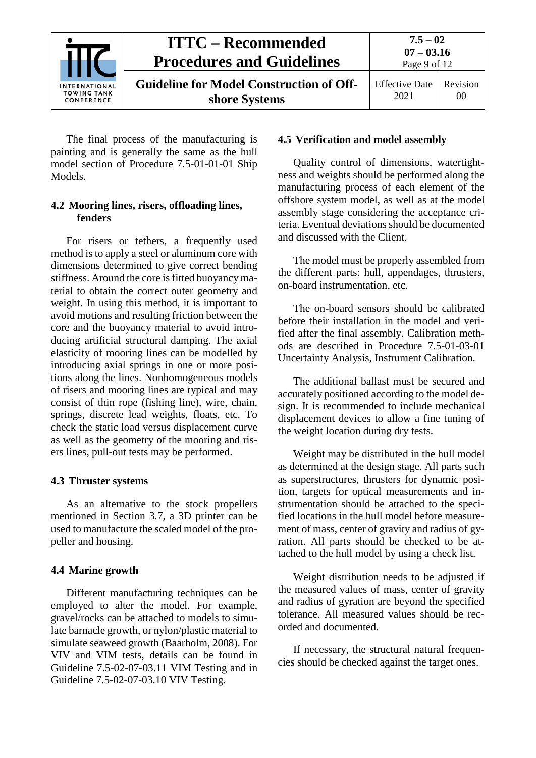The final process of the manufacturing is painting and is generally the same as the hull model section of Procedure 7.5-01-01-01 Ship Models.

## 4.2 Mooring lines, risers, offloading lines, fenders

For risers or tethers, a frequently used method is to apply a steel or aluminum core with dimensions determined to give correct bending stiffness. Around the core is fitted buoyancy material to obtain the correct outer geometry and weight. In using this method, it is important to avoid motions and resulting friction between the core and the buoyancy material to avoid introducing artificial structural damping. The axial elasticity of mooring lines can be modelled by introducing axial springs in one or more positions along the lines. Nonhomogeneous models of risers and mooring lines are typical and may consist of thin rope (fishing line), wire, chain, springs, discrete lead weights, floats, etc. To check the static load versus displacement curve as well as the geometry of the mooring and risers lines, pull-out tests may be performed.

## 4.3 Thruster systems

As an alternative to the stock propellers mentioned in Section 3.7, a 3D printer can be used to manufacture the scaled model of the propeller and housing.

## 4.4 Marine growth

Different manufacturing techniques can be employed to alter the model. For example, gravel/rocks can be attached to models to simulate barnacle growth, or nylon/plastic material to simulate seaweed growth (Baarholm, 2008). For VIV and VIM tests, details can be found in Guideline 7.5-02-07-03.11 VIM Testing and in Guideline 7.5-02-07-03.10 VIV Testing.

## 4.5 Verification and model assembly

Quality control of dimensions, watertightness and weights should be performed along the manufacturing process of each element of the offshore system model, as well as at the model assembly stage considering the acceptance criteria. Eventual deviations should be documented and discussed with the Client.

The model must be properly assembled from the different parts: hull, appendages, thrusters, on-board instrumentation, etc.

The on-board sensors should be calibrated before their installation in the model and verified after the final assembly. Calibration methods are described in Procedure 7.5-01-03-01 Uncertainty Analysis, Instrument Calibration.

The additional ballast must be secured and accurately positioned according to the model design. It is recommended to include mechanical displacement devices to allow a fine tuning of the weight location during dry tests.

Weight may be distributed in the hull model as determined at the design stage. All parts such as superstructures, thrusters for dynamic position, targets for optical measurements and instrumentation should be attached to the specified locations in the hull model before measurement of mass, center of gravity and radius of gyration. All parts should be checked to be attached to the hull model by using a check list.

Weight distribution needs to be adjusted if the measured values of mass, center of gravity and radius of gyration are beyond the specified tolerance. All measured values should be recorded and documented.

If necessary, the structural natural frequencies should be checked against the target ones.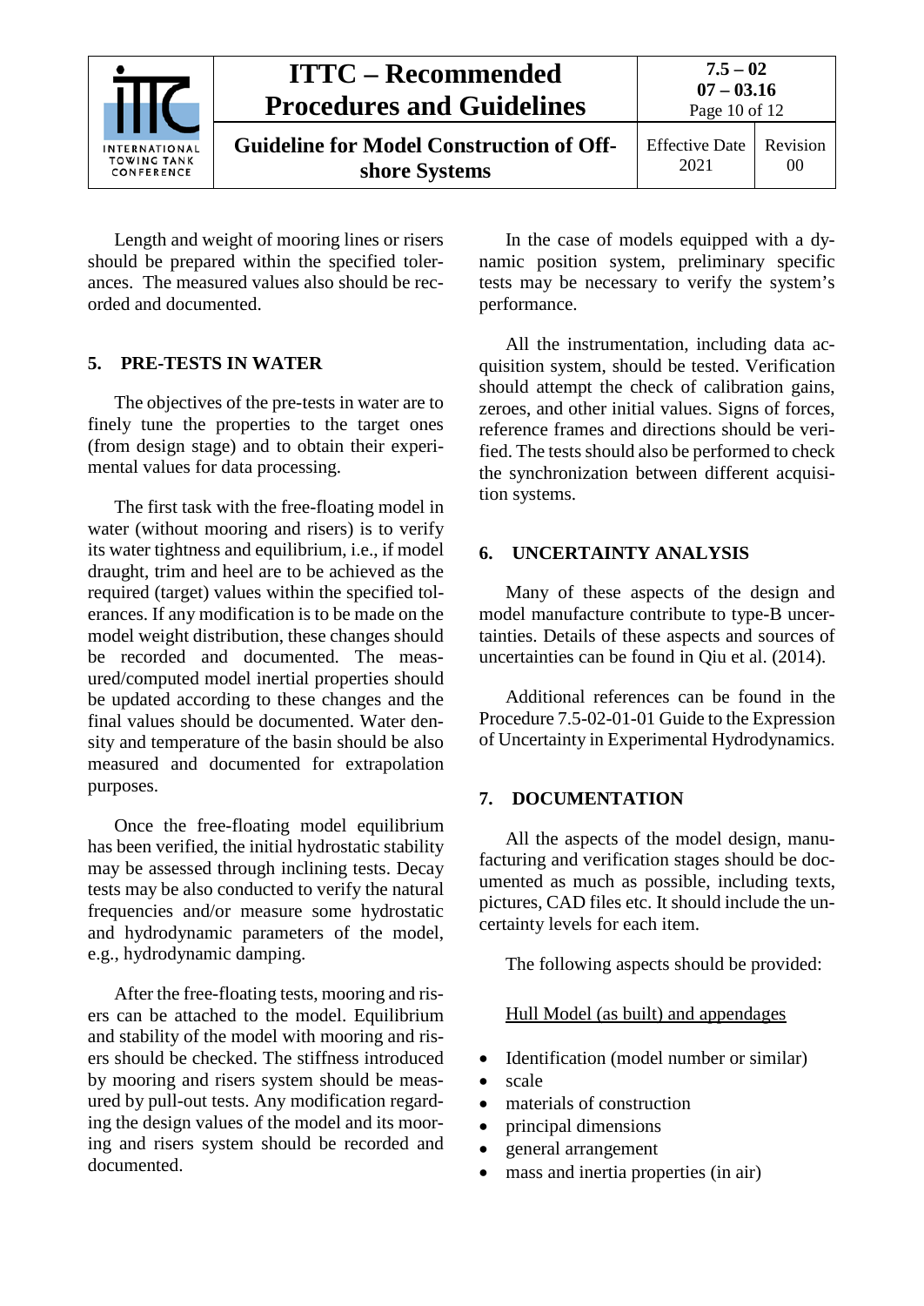Length and weight of mooring lines or risers should be prepared within the specified tolerances. The measured values also should be recorded and documented.

## 5. PRE-TESTS IN WATER

The objectives of the pre-tests in water are to finely tune the properties to the target ones (from design stage) and to obtain their experimental values for data processing.

The first task with the free-floating model in water (without mooring and risers) is to verify its water tightness and equilibrium, i.e., if model draught, trim and heel are to be achieved as the required (target) values within the specified tolerances. If any modification is to be made on the model weight distribution, these changes should be recorded and documented. The measured/computed model inertial properties should be updated according to these changes and the final values should be documented. Water density and temperature of the basin should be also measured and documented for extrapolation purposes.

Once the free-floating model equilibrium has been verified, the initial hydrostatic stability may be assessed through inclining tests. Decay tests may be also conducted to verify the natural frequencies and/or measure some hydrostatic and hydrodynamic parameters of the model, e.g., hydrodynamic damping.

After the free-floating tests, mooring and risers can be attached to the model. Equilibrium and stability of the model with mooring and risers should be checked. The stiffness introduced by mooring and risers system should be measured by pull-out tests. Any modification regarding the design values of the model and its mooring and risers system should be recorded and documented.

In the case of models equipped with a dynamic position system, preliminary specific tests may be necessary to verify the system's performance.

All the instrumentation, including data acquisition system, should be tested. Verification should attempt the check of calibration gains, zeroes, and other initial values. Signs of forces, reference frames and directions should be verified. The tests should also be performed to check the synchronization between different acquisition systems.

## 6. UNCERTAINTY ANALYSIS

Many of these aspects of the design and model manufacture contribute to type-B uncertainties. Details of these aspects and sources of uncertainties can be found in Qiu et al. (2014).

Additional references can be found in the Procedure 7.5-02-01-01 Guide to the Expression of Uncertainty in Experimental Hydrodynamics.

## 7. DOCUMENTATION

All the aspects of the model design, manufacturing and verification stages should be documented as much as possible, including texts, pictures, CAD files etc. It should include the uncertainty levels for each item.

The following aspects should be provided:

<u>Hull Model (as built) and appendages</u>

- Identification (model number or similar)
- scale
- materials of construction
- principal dimensions
- general arrangement
- mass and inertia properties (in air)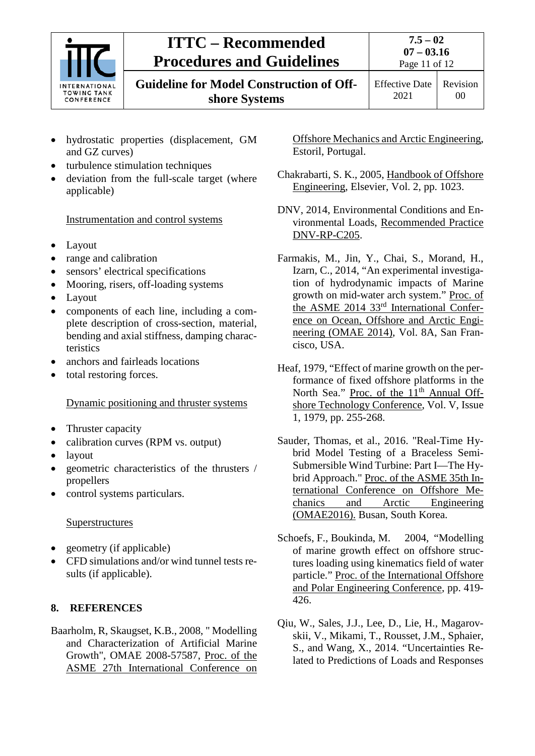- hydrostatic properties (displacement, GM and GZ curves)
- turbulence stimulation techniques
- deviation from the full-scale target (where applicable)

Instrumentation and control systems

- Layout
- range and calibration
- sensors' electrical specifications
- Mooring, risers, off-loading systems
- Layout
- components of each line, including a complete description of cross-section, material, bending and axial stiffness, damping characteristics
- anchors and fairleads locations
- total restoring forces.

Dynamic positioning and thruster systems

- Thruster capacity
- calibration curves (RPM vs. output)
- layout
- geometric characteristics of the thrusters / propellers
- control systems particulars.

Superstructures

- geometry (if applicable)
- CFD simulations and/or wind tunnel tests results (if applicable).

## 8. REFERENCES

Baarholm, R, Skaugset, K.B., 2008, " Modelling and Characterization of Artificial Marine Growth", OMAE 2008-57587, Proc. of the ASME 27th International Conference on Offshore Mechanics and Arctic Engineering, Estoril, Portugal.

Chakrabarti, S. K., 2005, Handbook of Offshore Engineering, Elsevier, Vol. 2, pp. 1023.

DNV, 2014, Environmental Conditions and Environmental Loads, Recommended Practice DNV-RP-C205.

Farmakis, M., Jin, Y., Chai, S., Morand, H., Izarn, C., 2014, "An experimental investigation of hydrodynamic impacts of Marine growth on mid-water arch system." Proc. of the ASME 2014 33rd International Conference on Ocean, Offshore and Arctic Engineering (OMAE 2014), Vol. 8A, San Francisco, USA.

Heaf, 1979, "Effect of marine growth on the performance of fixed offshore platforms in the North Sea." Proc. of the 11th Annual Offshore Technology Conference, Vol. V, Issue 1, 1979, pp. 255-268.

Sauder, Thomas, et al., 2016. "Real-Time Hybrid Model Testing of a Braceless Semi-Submersible Wind Turbine: Part I—The Hybrid Approach." Proc. of the ASME 35th International Conference on Offshore Mechanics and Arctic Engineering (OMAE2016). Busan, South Korea.

Schoefs, F., Boukinda, M. 2004, "Modelling of marine growth effect on offshore structures loading using kinematics field of water particle." Proc. of the International Offshore and Polar Engineering Conference, pp. 419-426.

Qiu, W., Sales, J.J., Lee, D., Lie, H., Magarovskii, V., Mikami, T., Rousset, J.M., Sphaier, S., and Wang, X., 2014. "Uncertainties Related to Predictions of Loads and Responses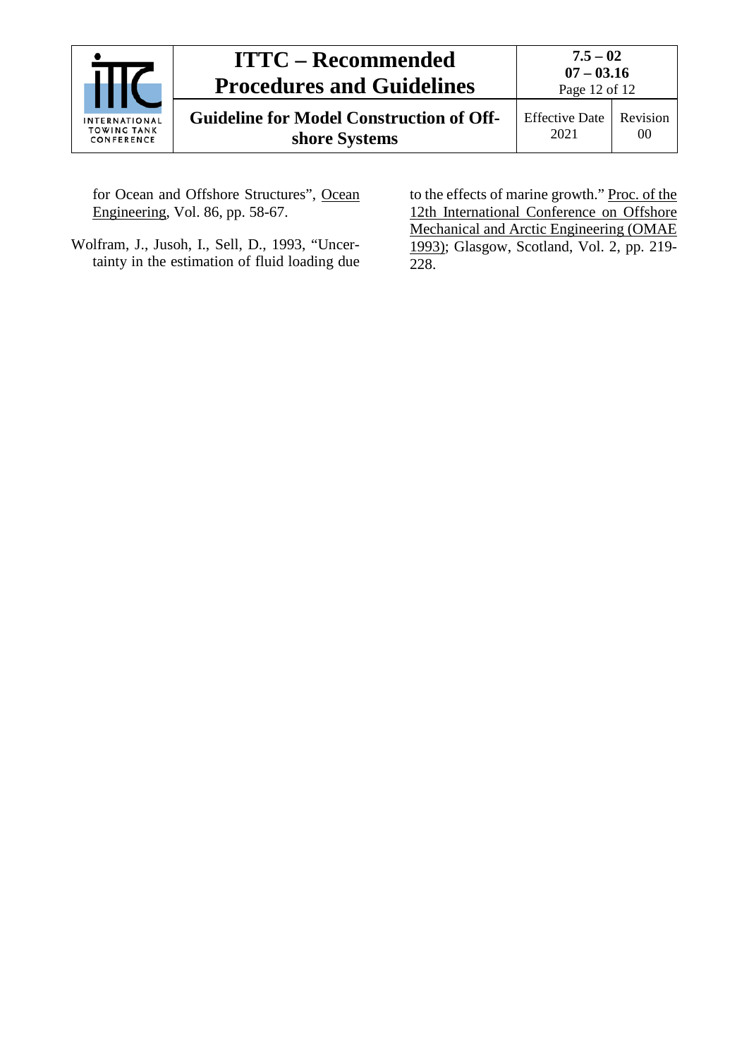for Ocean and Offshore Structures", Ocean Engineering, Vol. 86, pp. 58-67.

Wolfram, J., Jusoh, I., Sell, D., 1993, "Uncertainty in the estimation of fluid loading due to the effects of marine growth." Proc. of the 12th International Conference on Offshore Mechanical and Arctic Engineering (OMAE 1993); Glasgow, Scotland, Vol. 2, pp. 219-228.